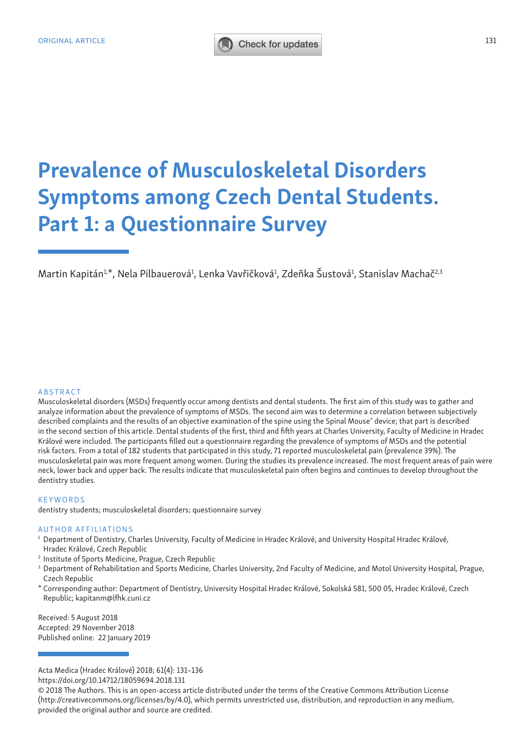ORIGINAL ARTICLE

# Prevalence of Musculoskeletal Disorders Symptoms among Czech Dental Students. Part 1: a Questionnaire Survey

Martin Kapitán[1,*], Nela Pilbauerová[1], Lenka Vavřičková[1], Zdeňka Šustová[1], Stanislav Machač[2,3]

## ABSTRACT

Musculoskeletal disorders (MSDs) frequently occur among dentists and dental students. The first aim of this study was to gather and analyze information about the prevalence of symptoms of MSDs. The second aim was to determine a correlation between subjectively described complaints and the results of an objective examination of the spine using the Spinal Mouse® device; that part is described in the second section of this article. Dental students of the first, third and fifth years at Charles University, Faculty of Medicine in Hradec Králové were included. The participants filled out a questionnaire regarding the prevalence of symptoms of MSDs and the potential risk factors. From a total of 182 students that participated in this study, 71 reported musculoskeletal pain (prevalence 39%). The musculoskeletal pain was more frequent among women. During the studies its prevalence increased. The most frequent areas of pain were neck, lower back and upper back. The results indicate that musculoskeletal pain often begins and continues to develop throughout the dentistry studies.

## KEYWORDS

dentistry students; musculoskeletal disorders; questionnaire survey

## AUTHOR AFFILIATIONS

[1] Department of Dentistry, Charles University, Faculty of Medicine in Hradec Králové, and University Hospital Hradec Králové, Hradec Králové, Czech Republic

[2] Institute of Sports Medicine, Prague, Czech Republic

[3] Department of Rehabilitation and Sports Medicine, Charles University, 2nd Faculty of Medicine, and Motol University Hospital, Prague, Czech Republic

[*] Corresponding author: Department of Dentistry, University Hospital Hradec Králové, Sokolská 581, 500 05, Hradec Králové, Czech Republic; kapitanm@lfhk.cuni.cz

Received: 5 August 2018
Accepted: 29 November 2018
Published online: 22 January 2019

Acta Medica (Hradec Králové) 2018; 61(4): 131–136
https://doi.org/10.14712/18059694.2018.131
© 2018 The Authors. This is an open-access article distributed under the terms of the Creative Commons Attribution License (http://creativecommons.org/licenses/by/4.0), which permits unrestricted use, distribution, and reproduction in any medium, provided the original author and source are credited.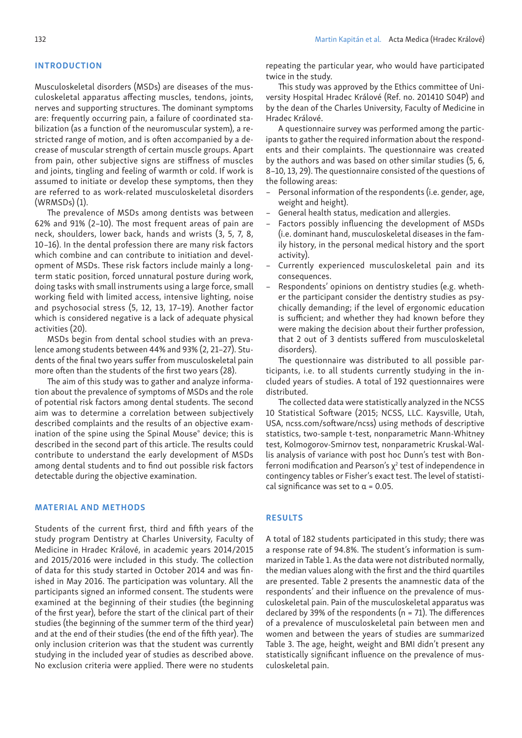## INTRODUCTION

Musculoskeletal disorders (MSDs) are diseases of the musculoskeletal apparatus affecting muscles, tendons, joints, nerves and supporting structures. The dominant symptoms are: frequently occurring pain, a failure of coordinated stabilization (as a function of the neuromuscular system), a restricted range of motion, and is often accompanied by a decrease of muscular strength of certain muscle groups. Apart from pain, other subjective signs are stiffness of muscles and joints, tingling and feeling of warmth or cold. If work is assumed to initiate or develop these symptoms, then they are referred to as work-related musculoskeletal disorders (WRMSDs) (1).

The prevalence of MSDs among dentists was between 62% and 91% (2–10). The most frequent areas of pain are neck, shoulders, lower back, hands and wrists (3, 5, 7, 8, 10–16). In the dental profession there are many risk factors which combine and can contribute to initiation and development of MSDs. These risk factors include mainly a long-term static position, forced unnatural posture during work, doing tasks with small instruments using a large force, small working field with limited access, intensive lighting, noise and psychosocial stress (5, 12, 13, 17–19). Another factor which is considered negative is a lack of adequate physical activities (20).

MSDs begin from dental school studies with an prevalence among students between 44% and 93% (2, 21–27). Students of the final two years suffer from musculoskeletal pain more often than the students of the first two years (28).

The aim of this study was to gather and analyze information about the prevalence of symptoms of MSDs and the role of potential risk factors among dental students. The second aim was to determine a correlation between subjectively described complaints and the results of an objective examination of the spine using the Spinal Mouse® device; this is described in the second part of this article. The results could contribute to understand the early development of MSDs among dental students and to find out possible risk factors detectable during the objective examination.

## MATERIAL AND METHODS

Students of the current first, third and fifth years of the study program Dentistry at Charles University, Faculty of Medicine in Hradec Králové, in academic years 2014/2015 and 2015/2016 were included in this study. The collection of data for this study started in October 2014 and was finished in May 2016. The participation was voluntary. All the participants signed an informed consent. The students were examined at the beginning of their studies (the beginning of the first year), before the start of the clinical part of their studies (the beginning of the summer term of the third year) and at the end of their studies (the end of the fifth year). The only inclusion criterion was that the student was currently studying in the included year of studies as described above. No exclusion criteria were applied. There were no students repeating the particular year, who would have participated twice in the study.

This study was approved by the Ethics committee of University Hospital Hradec Králové (Ref. no. 201410 S04P) and by the dean of the Charles University, Faculty of Medicine in Hradec Králové.

A questionnaire survey was performed among the participants to gather the required information about the respondents and their complaints. The questionnaire was created by the authors and was based on other similar studies (5, 6, 8–10, 13, 29). The questionnaire consisted of the questions of the following areas:

- Personal information of the respondents (i.e. gender, age, weight and height).
- General health status, medication and allergies.
- Factors possibly influencing the development of MSDs (i.e. dominant hand, musculoskeletal diseases in the family history, in the personal medical history and the sport activity).
- Currently experienced musculoskeletal pain and its consequences.
- Respondents' opinions on dentistry studies (e.g. whether the participant consider the dentistry studies as psychically demanding; if the level of ergonomic education is sufficient; and whether they had known before they were making the decision about their further profession, that 2 out of 3 dentists suffered from musculoskeletal disorders).

The questionnaire was distributed to all possible participants, i.e. to all students currently studying in the included years of studies. A total of 192 questionnaires were distributed.

The collected data were statistically analyzed in the NCSS 10 Statistical Software (2015; NCSS, LLC. Kaysville, Utah, USA, ncss.com/software/ncss) using methods of descriptive statistics, two-sample t-test, nonparametric Mann-Whitney test, Kolmogorov-Smirnov test, nonparametric Kruskal-Wallis analysis of variance with post hoc Dunn's test with Bonferroni modification and Pearson's $\chi^2$ test of independence in contingency tables or Fisher's exact test. The level of statistical significance was set to $\alpha = 0.05$.

## RESULTS

A total of 182 students participated in this study; there was a response rate of 94.8%. The student's information is summarized in Table 1. As the data were not distributed normally, the median values along with the first and the third quartiles are presented. Table 2 presents the anamnestic data of the respondents' and their influence on the prevalence of musculoskeletal pain. Pain of the musculoskeletal apparatus was declared by 39% of the respondents (n = 71). The differences of a prevalence of musculoskeletal pain between men and women and between the years of studies are summarized Table 3. The age, height, weight and BMI didn't present any statistically significant influence on the prevalence of musculoskeletal pain.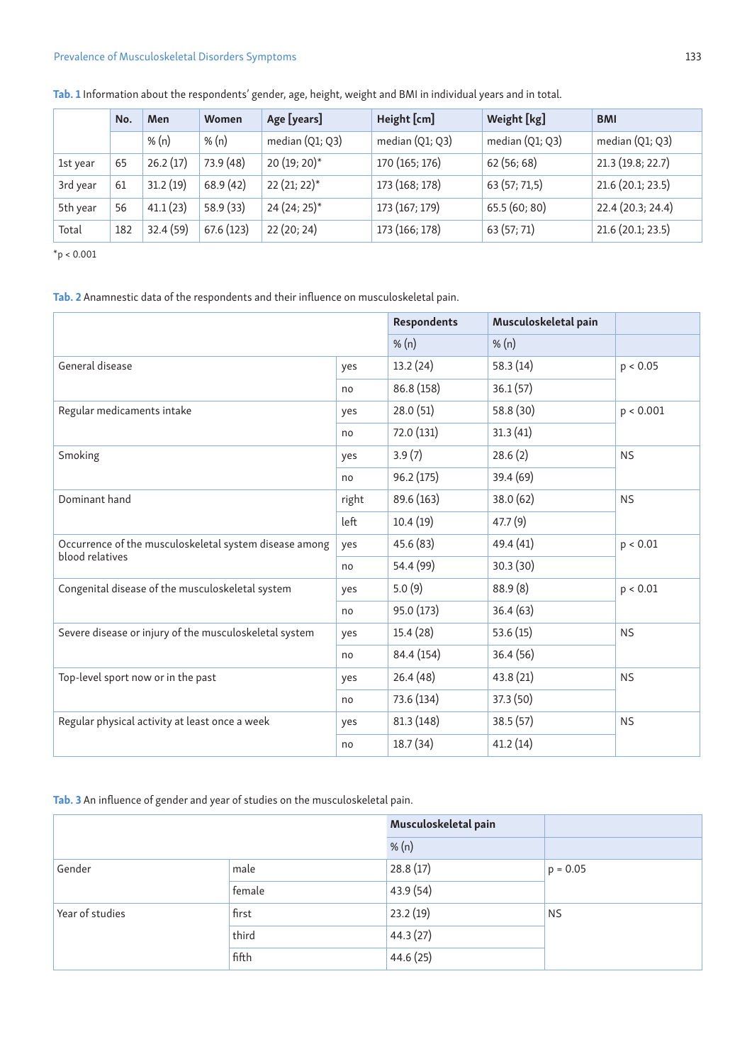**Tab. 1** Information about the respondents' gender, age, height, weight and BMI in individual years and in total.

| | No. | Men | Women | Age [years] | Height [cm] | Weight [kg] | BMI |
|---|---|---|---|---|---|---|---|
| | | % (n) | % (n) | median (Q1; Q3) | median (Q1; Q3) | median (Q1; Q3) | median (Q1; Q3) |
| 1st year | 65 | 26.2 (17) | 73.9 (48) | 20 (19; 20)* | 170 (165; 176) | 62 (56; 68) | 21.3 (19.8; 22.7) |
| 3rd year | 61 | 31.2 (19) | 68.9 (42) | 22 (21; 22)* | 173 (168; 178) | 63 (57; 71,5) | 21.6 (20.1; 23.5) |
| 5th year | 56 | 41.1 (23) | 58.9 (33) | 24 (24; 25)* | 173 (167; 179) | 65.5 (60; 80) | 22.4 (20.3; 24.4) |
| Total | 182 | 32.4 (59) | 67.6 (123) | 22 (20; 24) | 173 (166; 178) | 63 (57; 71) | 21.6 (20.1; 23.5) |

*$p < 0.001$

**Tab. 2** Anamnestic data of the respondents and their influence on musculoskeletal pain.

| | | Respondents | Musculoskeletal pain | |
|---|---|---|---|---|
| | | % (n) | % (n) | |
| General disease | yes | 13.2 (24) | 58.3 (14) | $p < 0.05$ |
| | no | 86.8 (158) | 36.1 (57) | |
| Regular medicaments intake | yes | 28.0 (51) | 58.8 (30) | $p < 0.001$ |
| | no | 72.0 (131) | 31.3 (41) | |
| Smoking | yes | 3.9 (7) | 28.6 (2) | NS |
| | no | 96.2 (175) | 39.4 (69) | |
| Dominant hand | right | 89.6 (163) | 38.0 (62) | NS |
| | left | 10.4 (19) | 47.7 (9) | |
| Occurrence of the musculoskeletal system disease among blood relatives | yes | 45.6 (83) | 49.4 (41) | $p < 0.01$ |
| | no | 54.4 (99) | 30.3 (30) | |
| Congenital disease of the musculoskeletal system | yes | 5.0 (9) | 88.9 (8) | $p < 0.01$ |
| | no | 95.0 (173) | 36.4 (63) | |
| Severe disease or injury of the musculoskeletal system | yes | 15.4 (28) | 53.6 (15) | NS |
| | no | 84.4 (154) | 36.4 (56) | |
| Top-level sport now or in the past | yes | 26.4 (48) | 43.8 (21) | NS |
| | no | 73.6 (134) | 37.3 (50) | |
| Regular physical activity at least once a week | yes | 81.3 (148) | 38.5 (57) | NS |
| | no | 18.7 (34) | 41.2 (14) | |

**Tab. 3** An influence of gender and year of studies on the musculoskeletal pain.

| | | Musculoskeletal pain | |
|---|---|---|---|
| | | % (n) | |
| Gender | male | 28.8 (17) | $p = 0.05$ |
| | female | 43.9 (54) | |
| Year of studies | first | 23.2 (19) | NS |
| | third | 44.3 (27) | |
| | fifth | 44.6 (25) | |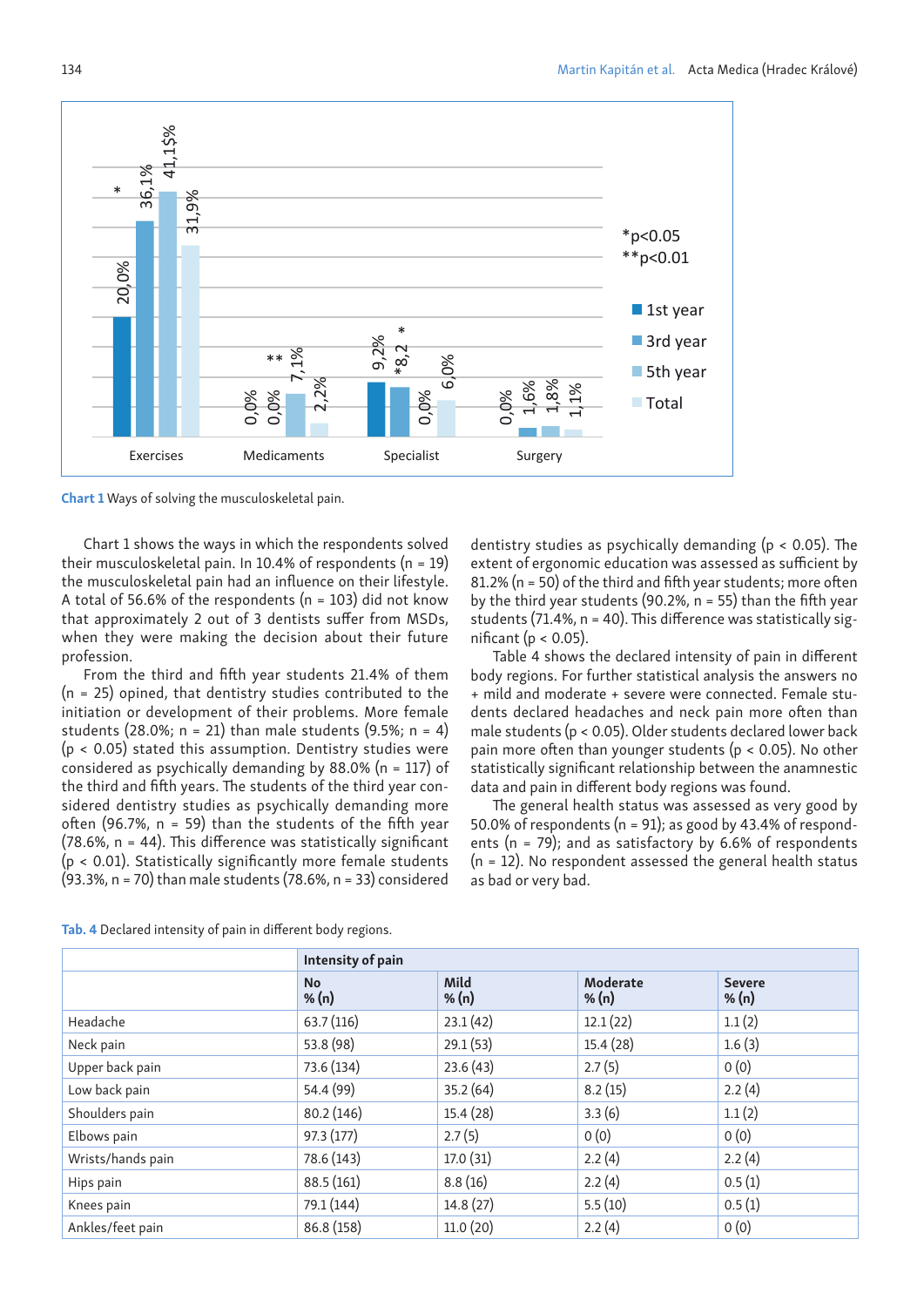Chart 1 Ways of solving the musculoskeletal pain.

Chart 1 shows the ways in which the respondents solved their musculoskeletal pain. In 10.4% of respondents (n = 19) the musculoskeletal pain had an influence on their lifestyle. A total of 56.6% of the respondents (n = 103) did not know that approximately 2 out of 3 dentists suffer from MSDs, when they were making the decision about their future profession.

From the third and fifth year students 21.4% of them (n = 25) opined, that dentistry studies contributed to the initiation or development of their problems. More female students (28.0%; n = 21) than male students (9.5%; n = 4) ($p < 0.05$) stated this assumption. Dentistry studies were considered as psychically demanding by 88.0% (n = 117) of the third and fifth years. The students of the third year considered dentistry studies as psychically demanding more often (96.7%, n = 59) than the students of the fifth year (78.6%, n = 44). This difference was statistically significant ($p < 0.01$). Statistically significantly more female students (93.3%, n = 70) than male students (78.6%, n = 33) considered dentistry studies as psychically demanding ($p < 0.05$). The extent of ergonomic education was assessed as sufficient by 81.2% (n = 50) of the third and fifth year students; more often by the third year students (90.2%, n = 55) than the fifth year students (71.4%, n = 40). This difference was statistically significant ($p < 0.05$).

Table 4 shows the declared intensity of pain in different body regions. For further statistical analysis the answers no + mild and moderate + severe were connected. Female students declared headaches and neck pain more often than male students ($p < 0.05$). Older students declared lower back pain more often than younger students ($p < 0.05$). No other statistically significant relationship between the anamnestic data and pain in different body regions was found.

The general health status was assessed as very good by 50.0% of respondents (n = 91); as good by 43.4% of respondents (n = 79); and as satisfactory by 6.6% of respondents (n = 12). No respondent assessed the general health status as bad or very bad.

Tab. 4 Declared intensity of pain in different body regions.

| | Intensity of pain | | | |
|---|---|---|---|---|
| | No % (n) | Mild % (n) | Moderate % (n) | Severe % (n) |
| Headache | 63.7 (116) | 23.1 (42) | 12.1 (22) | 1.1 (2) |
| Neck pain | 53.8 (98) | 29.1 (53) | 15.4 (28) | 1.6 (3) |
| Upper back pain | 73.6 (134) | 23.6 (43) | 2.7 (5) | 0 (0) |
| Low back pain | 54.4 (99) | 35.2 (64) | 8.2 (15) | 2.2 (4) |
| Shoulders pain | 80.2 (146) | 15.4 (28) | 3.3 (6) | 1.1 (2) |
| Elbows pain | 97.3 (177) | 2.7 (5) | 0 (0) | 0 (0) |
| Wrists/hands pain | 78.6 (143) | 17.0 (31) | 2.2 (4) | 2.2 (4) |
| Hips pain | 88.5 (161) | 8.8 (16) | 2.2 (4) | 0.5 (1) |
| Knees pain | 79.1 (144) | 14.8 (27) | 5.5 (10) | 0.5 (1) |
| Ankles/feet pain | 86.8 (158) | 11.0 (20) | 2.2 (4) | 0 (0) |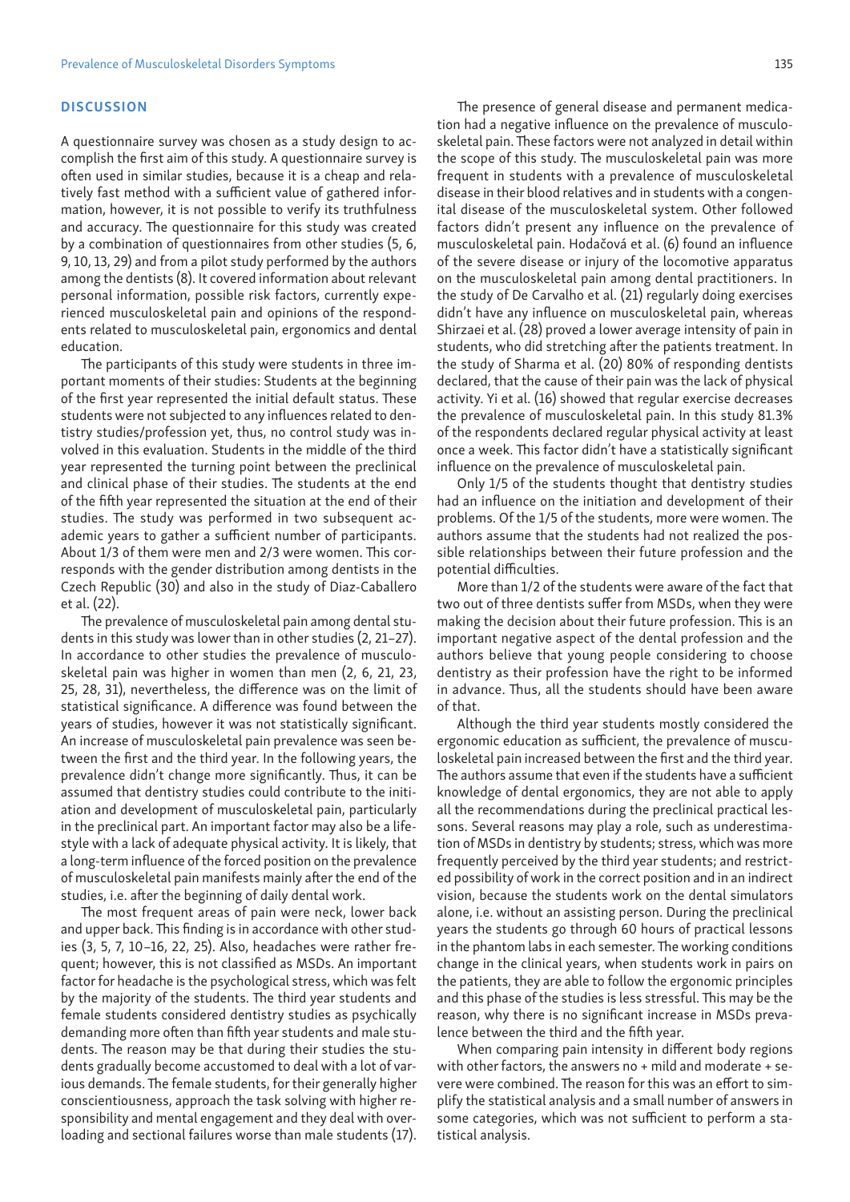## DISCUSSION

A questionnaire survey was chosen as a study design to accomplish the first aim of this study. A questionnaire survey is often used in similar studies, because it is a cheap and relatively fast method with a sufficient value of gathered information, however, it is not possible to verify its truthfulness and accuracy. The questionnaire for this study was created by a combination of questionnaires from other studies (5, 6, 9, 10, 13, 29) and from a pilot study performed by the authors among the dentists (8). It covered information about relevant personal information, possible risk factors, currently experienced musculoskeletal pain and opinions of the respondents related to musculoskeletal pain, ergonomics and dental education.

The participants of this study were students in three important moments of their studies: Students at the beginning of the first year represented the initial default status. These students were not subjected to any influences related to dentistry studies/profession yet, thus, no control study was involved in this evaluation. Students in the middle of the third year represented the turning point between the preclinical and clinical phase of their studies. The students at the end of the fifth year represented the situation at the end of their studies. The study was performed in two subsequent academic years to gather a sufficient number of participants. About 1/3 of them were men and 2/3 were women. This corresponds with the gender distribution among dentists in the Czech Republic (30) and also in the study of Diaz-Caballero et al. (22).

The prevalence of musculoskeletal pain among dental students in this study was lower than in other studies (2, 21–27). In accordance to other studies the prevalence of musculoskeletal pain was higher in women than men (2, 6, 21, 23, 25, 28, 31), nevertheless, the difference was on the limit of statistical significance. A difference was found between the years of studies, however it was not statistically significant. An increase of musculoskeletal pain prevalence was seen between the first and the third year. In the following years, the prevalence didn't change more significantly. Thus, it can be assumed that dentistry studies could contribute to the initiation and development of musculoskeletal pain, particularly in the preclinical part. An important factor may also be a lifestyle with a lack of adequate physical activity. It is likely, that a long-term influence of the forced position on the prevalence of musculoskeletal pain manifests mainly after the end of the studies, i.e. after the beginning of daily dental work.

The most frequent areas of pain were neck, lower back and upper back. This finding is in accordance with other studies (3, 5, 7, 10–16, 22, 25). Also, headaches were rather frequent; however, this is not classified as MSDs. An important factor for headache is the psychological stress, which was felt by the majority of the students. The third year students and female students considered dentistry studies as psychically demanding more often than fifth year students and male students. The reason may be that during their studies the students gradually become accustomed to deal with a lot of various demands. The female students, for their generally higher conscientiousness, approach the task solving with higher responsibility and mental engagement and they deal with overloading and sectional failures worse than male students (17).

The presence of general disease and permanent medication had a negative influence on the prevalence of musculoskeletal pain. These factors were not analyzed in detail within the scope of this study. The musculoskeletal pain was more frequent in students with a prevalence of musculoskeletal disease in their blood relatives and in students with a congenital disease of the musculoskeletal system. Other followed factors didn't present any influence on the prevalence of musculoskeletal pain. Hodačová et al. (6) found an influence of the severe disease or injury of the locomotive apparatus on the musculoskeletal pain among dental practitioners. In the study of De Carvalho et al. (21) regularly doing exercises didn't have any influence on musculoskeletal pain, whereas Shirzaei et al. (28) proved a lower average intensity of pain in students, who did stretching after the patients treatment. In the study of Sharma et al. (20) 80% of responding dentists declared, that the cause of their pain was the lack of physical activity. Yi et al. (16) showed that regular exercise decreases the prevalence of musculoskeletal pain. In this study 81.3% of the respondents declared regular physical activity at least once a week. This factor didn't have a statistically significant influence on the prevalence of musculoskeletal pain.

Only 1/5 of the students thought that dentistry studies had an influence on the initiation and development of their problems. Of the 1/5 of the students, more were women. The authors assume that the students had not realized the possible relationships between their future profession and the potential difficulties.

More than 1/2 of the students were aware of the fact that two out of three dentists suffer from MSDs, when they were making the decision about their future profession. This is an important negative aspect of the dental profession and the authors believe that young people considering to choose dentistry as their profession have the right to be informed in advance. Thus, all the students should have been aware of that.

Although the third year students mostly considered the ergonomic education as sufficient, the prevalence of musculoskeletal pain increased between the first and the third year. The authors assume that even if the students have a sufficient knowledge of dental ergonomics, they are not able to apply all the recommendations during the preclinical practical lessons. Several reasons may play a role, such as underestimation of MSDs in dentistry by students; stress, which was more frequently perceived by the third year students; and restricted possibility of work in the correct position and in an indirect vision, because the students work on the dental simulators alone, i.e. without an assisting person. During the preclinical years the students go through 60 hours of practical lessons in the phantom labs in each semester. The working conditions change in the clinical years, when students work in pairs on the patients, they are able to follow the ergonomic principles and this phase of the studies is less stressful. This may be the reason, why there is no significant increase in MSDs prevalence between the third and the fifth year.

When comparing pain intensity in different body regions with other factors, the answers no + mild and moderate + severe were combined. The reason for this was an effort to simplify the statistical analysis and a small number of answers in some categories, which was not sufficient to perform a statistical analysis.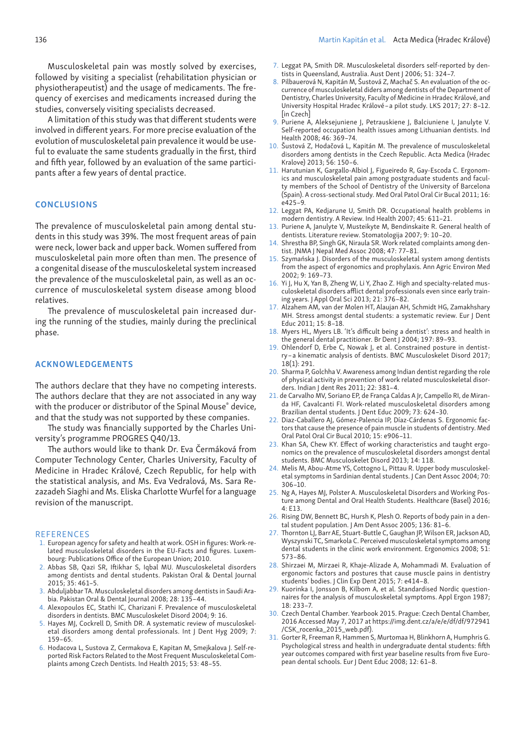Musculoskeletal pain was mostly solved by exercises, followed by visiting a specialist (rehabilitation physician or physiotherapeutist) and the usage of medicaments. The frequency of exercises and medicaments increased during the studies, conversely visiting specialists decreased.

A limitation of this study was that different students were involved in different years. For more precise evaluation of the evolution of musculoskeletal pain prevalence it would be useful to evaluate the same students gradually in the first, third and fifth year, followed by an evaluation of the same participants after a few years of dental practice.

## CONCLUSIONS

The prevalence of musculoskeletal pain among dental students in this study was 39%. The most frequent areas of pain were neck, lower back and upper back. Women suffered from musculoskeletal pain more often than men. The presence of a congenital disease of the musculoskeletal system increased the prevalence of the musculoskeletal pain, as well as an occurrence of musculoskeletal system disease among blood relatives.

The prevalence of musculoskeletal pain increased during the running of the studies, mainly during the preclinical phase.

## ACKNOWLEDGEMENTS

The authors declare that they have no competing interests. The authors declare that they are not associated in any way with the producer or distributor of the Spinal Mouse® device, and that the study was not supported by these companies.

The study was financially supported by the Charles University's programme PROGRES Q40/13.

The authors would like to thank Dr. Eva Čermáková from Computer Technology Center, Charles University, Faculty of Medicine in Hradec Králové, Czech Republic, for help with the statistical analysis, and Ms. Eva Vedralová, Ms. Sara Rezazadeh Siaghi and Ms. Eliska Charlotte Wurfel for a language revision of the manuscript.

## REFERENCES

1. European agency for safety and health at work. OSH in figures: Work-related musculoskeletal disorders in the EU-Facts and figures. Luxembourg: Publications Office of the European Union; 2010.
2. Abbas SB, Qazi SR, Iftikhar S, Iqbal MU. Musculoskeletal disorders among dentists and dental students. Pakistan Oral & Dental Journal 2015; 35: 461–5.
3. Abduljabbar TA. Musculoskeletal disorders among dentists in Saudi Arabia. Pakistan Oral & Dental Journal 2008; 28: 135–44.
4. Alexopoulos EC, Stathi IC, Charizani F. Prevalence of musculoskeletal disorders in dentists. BMC Musculoskelet Disord 2004; 9: 16.
5. Hayes MJ, Cockrell D, Smith DR. A systematic review of musculoskeletal disorders among dental professionals. Int J Dent Hyg 2009; 7: 159–65.
6. Hodacova L, Sustova Z, Cermakova E, Kapitan M, Smejkalova J. Self-reported Risk Factors Related to the Most Frequent Musculoskeletal Complaints among Czech Dentists. Ind Health 2015; 53: 48–55.
7. Leggat PA, Smith DR. Musculoskeletal disorders self-reported by dentists in Queensland, Australia. Aust Dent J 2006; 51: 324–7.
8. Pilbauerová N, Kapitán M, Šustová Z, Machač S. An evaluation of the occurrence of musculoskeletal diders among dentists of the Department of Dentistry, Charles University, Faculty of Medicine in Hradec Králové, and University Hospital Hradec Králové – a pilot study. LKS 2017; 27: 8–12. [in Czech]
9. Puriene A, Aleksejuniene J, Petrauskiene J, Balciuniene I, Janulyte V. Self-reported occupation health issues among Lithuanian dentists. Ind Health 2008; 46: 369–74.
10. Šustová Z, Hodačová L, Kapitán M. The prevalence of musculoskeletal disorders among dentists in the Czech Republic. Acta Medica (Hradec Kralove) 2013; 56: 150–6.
11. Harutunian K, Gargallo-Albiol J, Figueiredo R, Gay-Escoda C. Ergonomics and musculoskeletal pain among postgraduate students and faculty members of the School of Dentistry of the University of Barcelona (Spain). A cross-sectional study. Med Oral Patol Oral Cir Bucal 2011; 16: e425–9.
12. Leggat PA, Kedjarune U, Smith DR. Occupational health problems in modern dentistry. A Review. Ind Health 2007; 45: 611–21.
13. Puriene A, Janulyte V, Musteikyte M, Bendinskaite R. General health of dentists. Literature review. Stomatologija 2007; 9: 10–20.
14. Shrestha BP, Singh GK, Niraula SR. Work related complaints among dentist. JNMA J Nepal Med Assoc 2008; 47: 77–81.
15. Szymańska J. Disorders of the musculoskeletal system among dentists from the aspect of ergonomics and prophylaxis. Ann Agric Environ Med 2002; 9: 169–73.
16. Yi J, Hu X, Yan B, Zheng W, Li Y, Zhao Z. High and specialty-related musculoskeletal disorders afflict dental professionals even since early training years. J Appl Oral Sci 2013; 21: 376–82.
17. Alzahem AM, van der Molen HT, Alaujan AH, Schmidt HG, Zamakhshary MH. Stress amongst dental students: a systematic review. Eur J Dent Educ 2011; 15: 8–18.
18. Myers HL, Myers LB. 'It's difficult being a dentist': stress and health in the general dental practitioner. Br Dent J 2004; 197: 89–93.
19. Ohlendorf D, Erbe C, Nowak J, et al. Constrained posture in dentistry – a kinematic analysis of dentists. BMC Musculoskelet Disord 2017; 18(1): 291.
20. Sharma P, Golchha V. Awareness among Indian dentist regarding the role of physical activity in prevention of work related musculoskeletal disorders. Indian J dent Res 2011; 22: 381–4.
21. de Carvalho MV, Soriano EP, de França Caldas A Jr, Campello RI, de Miranda HF, Cavalcanti FI. Work-related musculoskeletal disorders among Brazilian dental students. J Dent Educ 2009; 73: 624–30.
22. Diaz-Caballero AJ, Gómez-Palencia IP, Díaz-Cárdenas S. Ergonomic factors that cause the presence of pain muscle in students of dentistry. Med Oral Patol Oral Cir Bucal 2010; 15: e906–11.
23. Khan SA, Chew KY. Effect of working characteristics and taught ergonomics on the prevalence of musculoskeletal disorders amongst dental students. BMC Musculoskelet Disord 2013; 14: 118.
24. Melis M, Abou-Atme YS, Cottogno L, Pittau R. Upper body musculoskeletal symptoms in Sardinian dental students. J Can Dent Assoc 2004; 70: 306–10.
25. Ng A, Hayes MJ, Polster A. Musculoskeletal Disorders and Working Posture among Dental and Oral Health Students. Healthcare (Basel) 2016; 4: E13.
26. Rising DW, Bennett BC, Hursh K, Plesh O. Reports of body pain in a dental student population. J Am Dent Assoc 2005; 136: 81–6.
27. Thornton LJ, Barr AE, Stuart-Buttle C, Gaughan JP, Wilson ER, Jackson AD, Wyszynski TC, Smarkola C. Perceived musculoskeletal symptoms among dental students in the clinic work environment. Ergonomics 2008; 51: 573–86.
28. Shirzaei M, Mirzaei R, Khaje-Alizade A, Mohammadi M. Evaluation of ergonomic factors and postures that cause muscle pains in dentistry students' bodies. J Clin Exp Dent 2015; 7: e414–8.
29. Kuorinka I, Jonsson B, Kilbom A, et al. Standardised Nordic questionnaires for the analysis of musculoskeletal symptoms. Appl Ergon 1987; 18: 233–7.
30. Czech Dental Chamber. Yearbook 2015. Prague: Czech Dental Chamber, 2016 Accessed May 7, 2017 at https://img.dent.cz/a/e/e/df/df/972941/CSK_rocenka_2015_web.pdf).
31. Gorter R, Freeman R, Hammen S, Murtomaa H, Blinkhorn A, Humphris G. Psychological stress and health in undergraduate dental students: fifth year outcomes compared with first year baseline results from five European dental schools. Eur J Dent Educ 2008; 12: 61–8.